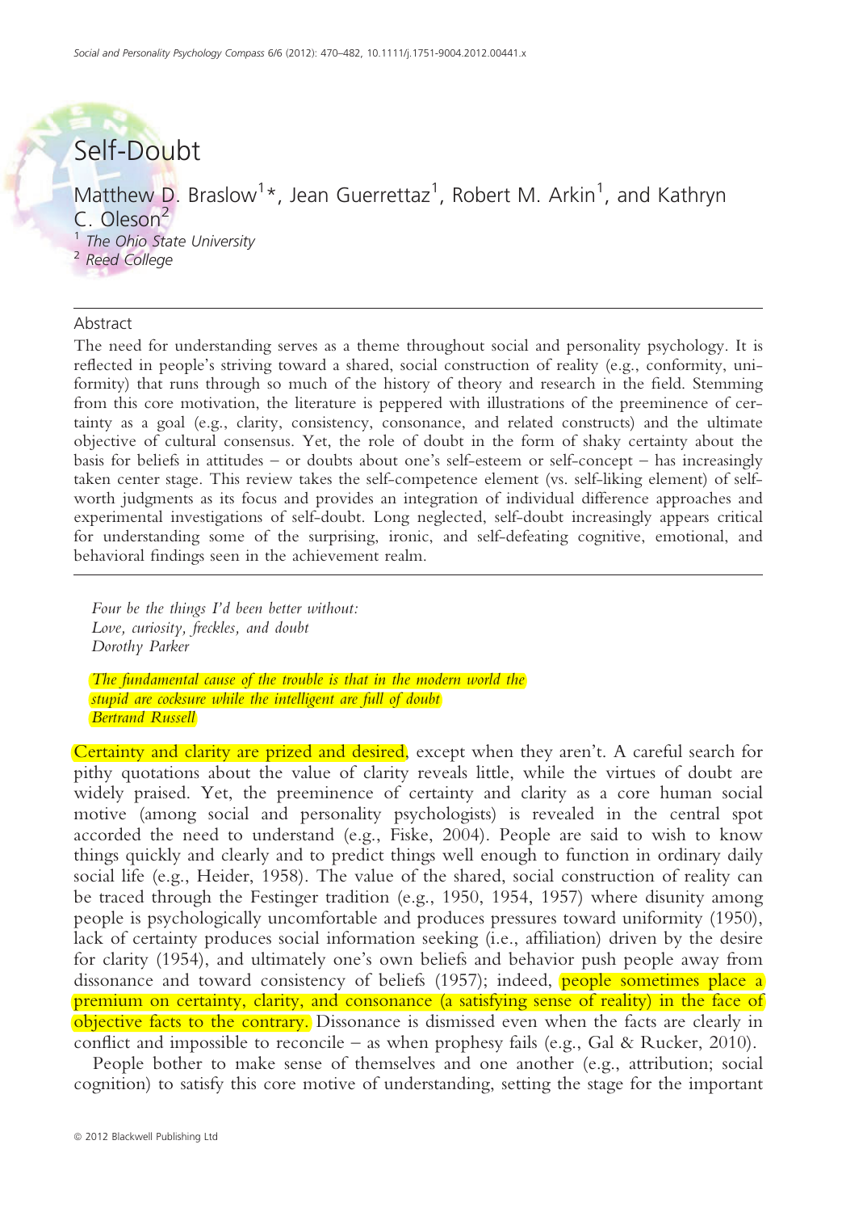# Self-Doubt

Matthew D. Braslow[1]*, Jean Guerrettaz[1], Robert M. Arkin[1], and Kathryn C. Oleson[2]

[1] *The Ohio State University*
[2] *Reed College*

## Abstract

The need for understanding serves as a theme throughout social and personality psychology. It is reflected in people's striving toward a shared, social construction of reality (e.g., conformity, uniformity) that runs through so much of the history of theory and research in the field. Stemming from this core motivation, the literature is peppered with illustrations of the preeminence of certainty as a goal (e.g., clarity, consistency, consonance, and related constructs) and the ultimate objective of cultural consensus. Yet, the role of doubt in the form of shaky certainty about the basis for beliefs in attitudes – or doubts about one's self-esteem or self-concept – has increasingly taken center stage. This review takes the self-competence element (vs. self-liking element) of self-worth judgments as its focus and provides an integration of individual difference approaches and experimental investigations of self-doubt. Long neglected, self-doubt increasingly appears critical for understanding some of the surprising, ironic, and self-defeating cognitive, emotional, and behavioral findings seen in the achievement realm.

> *Four be the things I'd been better without:*
> *Love, curiosity, freckles, and doubt*
> *Dorothy Parker*

> *The fundamental cause of the trouble is that in the modern world the stupid are cocksure while the intelligent are full of doubt*
> *Bertrand Russell*

Certainty and clarity are prized and desired, except when they aren't. A careful search for pithy quotations about the value of clarity reveals little, while the virtues of doubt are widely praised. Yet, the preeminence of certainty and clarity as a core human social motive (among social and personality psychologists) is revealed in the central spot accorded the need to understand (e.g., Fiske, 2004). People are said to wish to know things quickly and clearly and to predict things well enough to function in ordinary daily social life (e.g., Heider, 1958). The value of the shared, social construction of reality can be traced through the Festinger tradition (e.g., 1950, 1954, 1957) where disunity among people is psychologically uncomfortable and produces pressures toward uniformity (1950), lack of certainty produces social information seeking (i.e., affiliation) driven by the desire for clarity (1954), and ultimately one's own beliefs and behavior push people away from dissonance and toward consistency of beliefs (1957); indeed, people sometimes place a premium on certainty, clarity, and consonance (a satisfying sense of reality) in the face of objective facts to the contrary. Dissonance is dismissed even when the facts are clearly in conflict and impossible to reconcile – as when prophesy fails (e.g., Gal & Rucker, 2010).

People bother to make sense of themselves and one another (e.g., attribution; social cognition) to satisfy this core motive of understanding, setting the stage for the important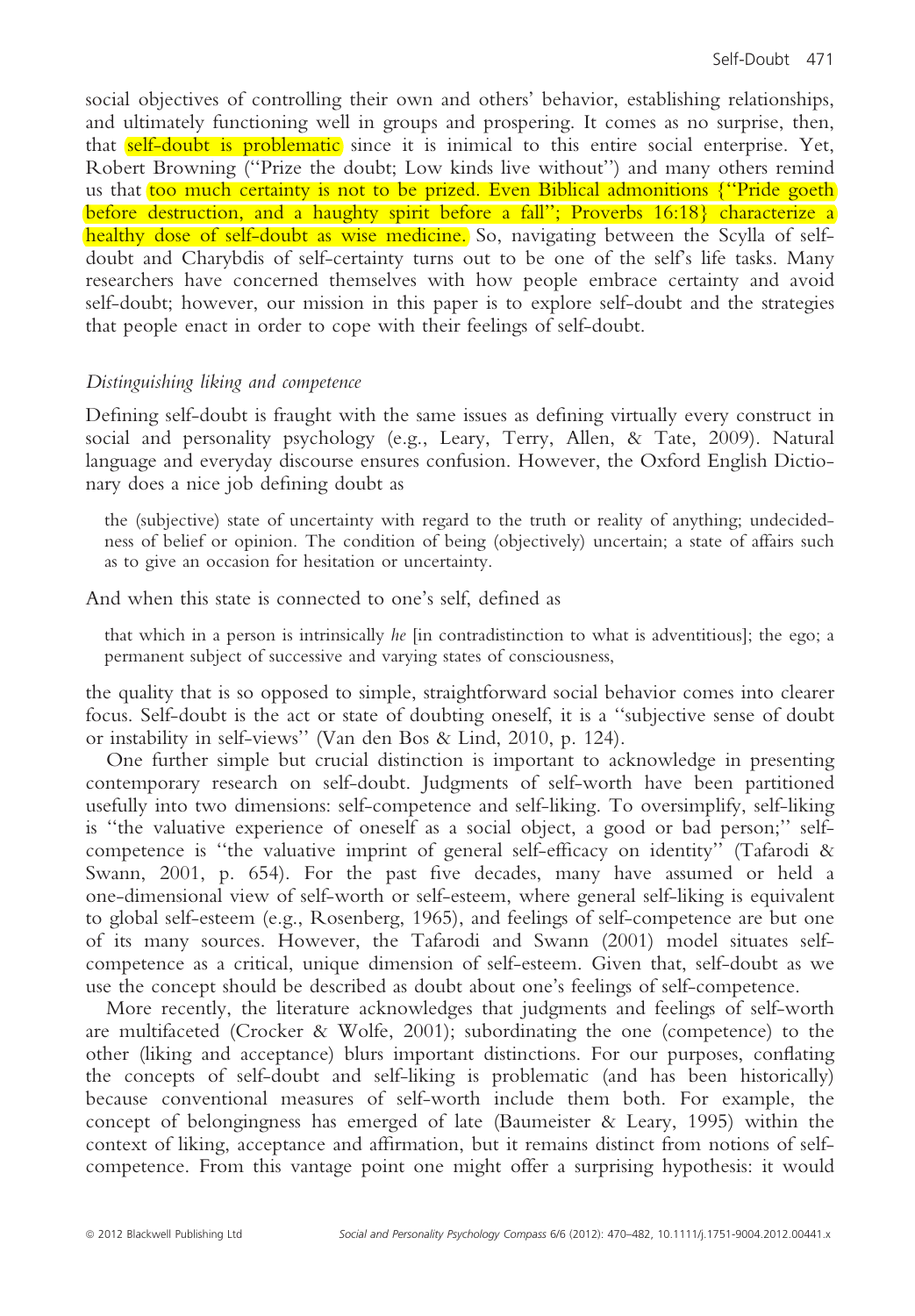social objectives of controlling their own and others' behavior, establishing relationships, and ultimately functioning well in groups and prospering. It comes as no surprise, then, that self-doubt is problematic since it is inimical to this entire social enterprise. Yet, Robert Browning (''Prize the doubt; Low kinds live without'') and many others remind us that too much certainty is not to be prized. Even Biblical admonitions {''Pride goeth before destruction, and a haughty spirit before a fall''; Proverbs 16:18} characterize a healthy dose of self-doubt as wise medicine. So, navigating between the Scylla of self-doubt and Charybdis of self-certainty turns out to be one of the self's life tasks. Many researchers have concerned themselves with how people embrace certainty and avoid self-doubt; however, our mission in this paper is to explore self-doubt and the strategies that people enact in order to cope with their feelings of self-doubt.

### *Distinguishing liking and competence*

Defining self-doubt is fraught with the same issues as defining virtually every construct in social and personality psychology (e.g., Leary, Terry, Allen, & Tate, 2009). Natural language and everyday discourse ensures confusion. However, the Oxford English Dictionary does a nice job defining doubt as

> the (subjective) state of uncertainty with regard to the truth or reality of anything; undecidedness of belief or opinion. The condition of being (objectively) uncertain; a state of affairs such as to give an occasion for hesitation or uncertainty.

And when this state is connected to one's self, defined as

> that which in a person is intrinsically *he* [in contradistinction to what is adventitious]; the ego; a permanent subject of successive and varying states of consciousness,

the quality that is so opposed to simple, straightforward social behavior comes into clearer focus. Self-doubt is the act or state of doubting oneself, it is a ''subjective sense of doubt or instability in self-views'' (Van den Bos & Lind, 2010, p. 124).

One further simple but crucial distinction is important to acknowledge in presenting contemporary research on self-doubt. Judgments of self-worth have been partitioned usefully into two dimensions: self-competence and self-liking. To oversimplify, self-liking is ''the valuative experience of oneself as a social object, a good or bad person;'' self-competence is ''the valuative imprint of general self-efficacy on identity'' (Tafarodi & Swann, 2001, p. 654). For the past five decades, many have assumed or held a one-dimensional view of self-worth or self-esteem, where general self-liking is equivalent to global self-esteem (e.g., Rosenberg, 1965), and feelings of self-competence are but one of its many sources. However, the Tafarodi and Swann (2001) model situates self-competence as a critical, unique dimension of self-esteem. Given that, self-doubt as we use the concept should be described as doubt about one's feelings of self-competence.

More recently, the literature acknowledges that judgments and feelings of self-worth are multifaceted (Crocker & Wolfe, 2001); subordinating the one (competence) to the other (liking and acceptance) blurs important distinctions. For our purposes, conflating the concepts of self-doubt and self-liking is problematic (and has been historically) because conventional measures of self-worth include them both. For example, the concept of belongingness has emerged of late (Baumeister & Leary, 1995) within the context of liking, acceptance and affirmation, but it remains distinct from notions of self-competence. From this vantage point one might offer a surprising hypothesis: it would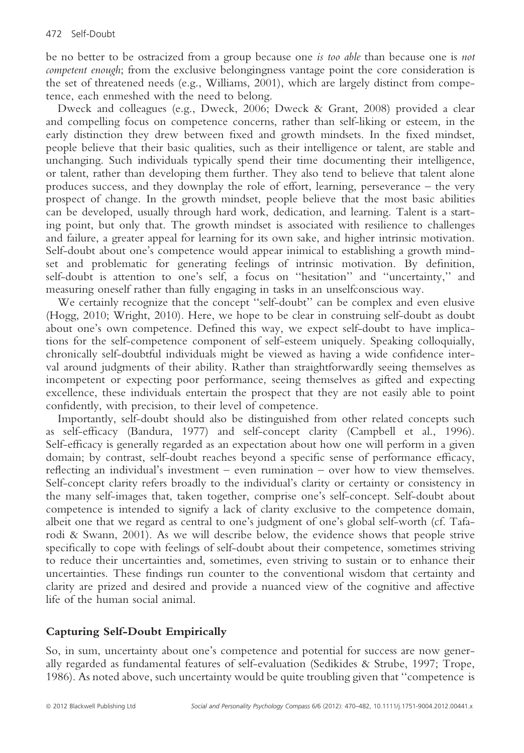be no better to be ostracized from a group because one *is too able* than because one is *not competent enough*; from the exclusive belongingness vantage point the core consideration is the set of threatened needs (e.g., Williams, 2001), which are largely distinct from competence, each enmeshed with the need to belong.

Dweck and colleagues (e.g., Dweck, 2006; Dweck & Grant, 2008) provided a clear and compelling focus on competence concerns, rather than self-liking or esteem, in the early distinction they drew between fixed and growth mindsets. In the fixed mindset, people believe that their basic qualities, such as their intelligence or talent, are stable and unchanging. Such individuals typically spend their time documenting their intelligence, or talent, rather than developing them further. They also tend to believe that talent alone produces success, and they downplay the role of effort, learning, perseverance – the very prospect of change. In the growth mindset, people believe that the most basic abilities can be developed, usually through hard work, dedication, and learning. Talent is a starting point, but only that. The growth mindset is associated with resilience to challenges and failure, a greater appeal for learning for its own sake, and higher intrinsic motivation. Self-doubt about one's competence would appear inimical to establishing a growth mindset and problematic for generating feelings of intrinsic motivation. By definition, self-doubt is attention to one's self, a focus on ''hesitation'' and ''uncertainty,'' and measuring oneself rather than fully engaging in tasks in an unselfconscious way.

We certainly recognize that the concept ''self-doubt'' can be complex and even elusive (Hogg, 2010; Wright, 2010). Here, we hope to be clear in construing self-doubt as doubt about one's own competence. Defined this way, we expect self-doubt to have implications for the self-competence component of self-esteem uniquely. Speaking colloquially, chronically self-doubtful individuals might be viewed as having a wide confidence interval around judgments of their ability. Rather than straightforwardly seeing themselves as incompetent or expecting poor performance, seeing themselves as gifted and expecting excellence, these individuals entertain the prospect that they are not easily able to point confidently, with precision, to their level of competence.

Importantly, self-doubt should also be distinguished from other related concepts such as self-efficacy (Bandura, 1977) and self-concept clarity (Campbell et al., 1996). Self-efficacy is generally regarded as an expectation about how one will perform in a given domain; by contrast, self-doubt reaches beyond a specific sense of performance efficacy, reflecting an individual's investment – even rumination – over how to view themselves. Self-concept clarity refers broadly to the individual's clarity or certainty or consistency in the many self-images that, taken together, comprise one's self-concept. Self-doubt about competence is intended to signify a lack of clarity exclusive to the competence domain, albeit one that we regard as central to one's judgment of one's global self-worth (cf. Tafarodi & Swann, 2001). As we will describe below, the evidence shows that people strive specifically to cope with feelings of self-doubt about their competence, sometimes striving to reduce their uncertainties and, sometimes, even striving to sustain or to enhance their uncertainties. These findings run counter to the conventional wisdom that certainty and clarity are prized and desired and provide a nuanced view of the cognitive and affective life of the human social animal.

## Capturing Self-Doubt Empirically

So, in sum, uncertainty about one's competence and potential for success are now generally regarded as fundamental features of self-evaluation (Sedikides & Strube, 1997; Trope, 1986). As noted above, such uncertainty would be quite troubling given that ''competence is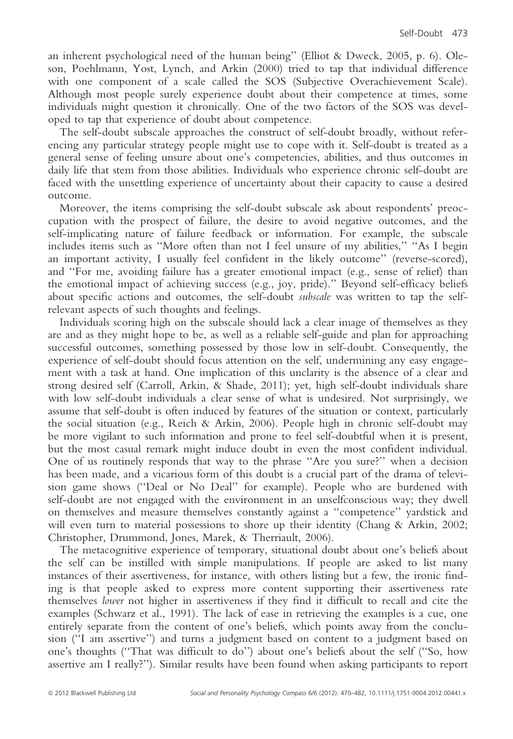an inherent psychological need of the human being'' (Elliot & Dweck, 2005, p. 6). Oleson, Poehlmann, Yost, Lynch, and Arkin (2000) tried to tap that individual difference with one component of a scale called the SOS (Subjective Overachievement Scale). Although most people surely experience doubt about their competence at times, some individuals might question it chronically. One of the two factors of the SOS was developed to tap that experience of doubt about competence.

The self-doubt subscale approaches the construct of self-doubt broadly, without referencing any particular strategy people might use to cope with it. Self-doubt is treated as a general sense of feeling unsure about one's competencies, abilities, and thus outcomes in daily life that stem from those abilities. Individuals who experience chronic self-doubt are faced with the unsettling experience of uncertainty about their capacity to cause a desired outcome.

Moreover, the items comprising the self-doubt subscale ask about respondents' preoccupation with the prospect of failure, the desire to avoid negative outcomes, and the self-implicating nature of failure feedback or information. For example, the subscale includes items such as ''More often than not I feel unsure of my abilities,'' ''As I begin an important activity, I usually feel confident in the likely outcome'' (reverse-scored), and ''For me, avoiding failure has a greater emotional impact (e.g., sense of relief) than the emotional impact of achieving success (e.g., joy, pride).'' Beyond self-efficacy beliefs about specific actions and outcomes, the self-doubt *subscale* was written to tap the self-relevant aspects of such thoughts and feelings.

Individuals scoring high on the subscale should lack a clear image of themselves as they are and as they might hope to be, as well as a reliable self-guide and plan for approaching successful outcomes, something possessed by those low in self-doubt. Consequently, the experience of self-doubt should focus attention on the self, undermining any easy engagement with a task at hand. One implication of this unclarity is the absence of a clear and strong desired self (Carroll, Arkin, & Shade, 2011); yet, high self-doubt individuals share with low self-doubt individuals a clear sense of what is undesired. Not surprisingly, we assume that self-doubt is often induced by features of the situation or context, particularly the social situation (e.g., Reich & Arkin, 2006). People high in chronic self-doubt may be more vigilant to such information and prone to feel self-doubtful when it is present, but the most casual remark might induce doubt in even the most confident individual. One of us routinely responds that way to the phrase ''Are you sure?'' when a decision has been made, and a vicarious form of this doubt is a crucial part of the drama of television game shows (''Deal or No Deal'' for example). People who are burdened with self-doubt are not engaged with the environment in an unselfconscious way; they dwell on themselves and measure themselves constantly against a ''competence'' yardstick and will even turn to material possessions to shore up their identity (Chang & Arkin, 2002; Christopher, Drummond, Jones, Marek, & Therriault, 2006).

The metacognitive experience of temporary, situational doubt about one's beliefs about the self can be instilled with simple manipulations. If people are asked to list many instances of their assertiveness, for instance, with others listing but a few, the ironic finding is that people asked to express more content supporting their assertiveness rate themselves *lower* not higher in assertiveness if they find it difficult to recall and cite the examples (Schwarz et al., 1991). The lack of ease in retrieving the examples is a cue, one entirely separate from the content of one's beliefs, which points away from the conclusion (''I am assertive'') and turns a judgment based on content to a judgment based on one's thoughts (''That was difficult to do'') about one's beliefs about the self (''So, how assertive am I really?''). Similar results have been found when asking participants to report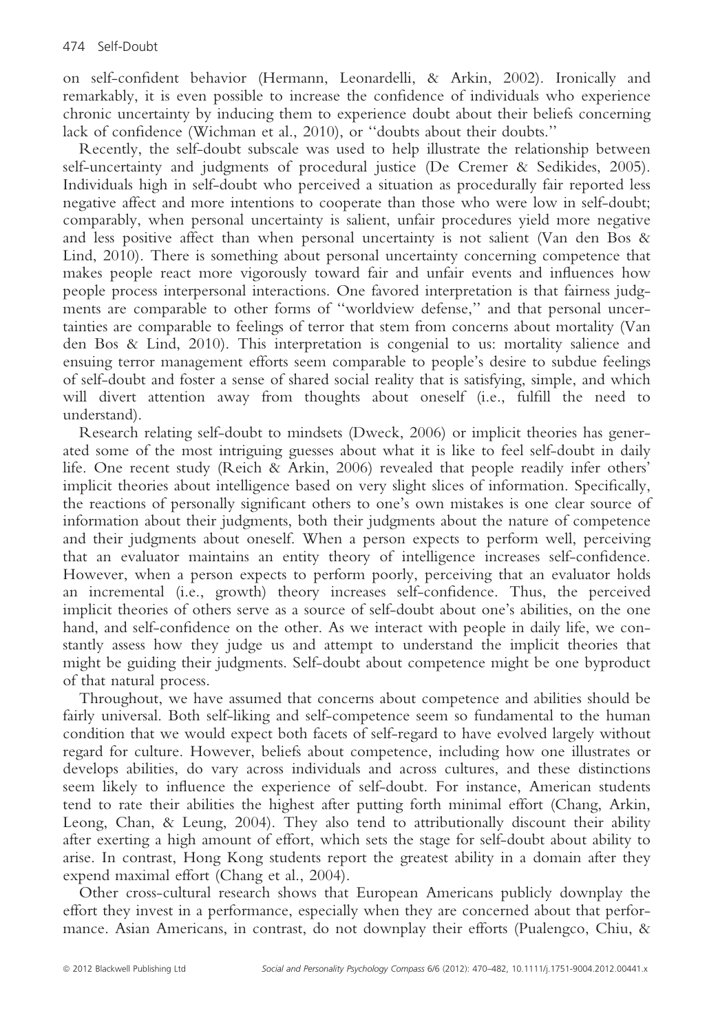on self-confident behavior (Hermann, Leonardelli, & Arkin, 2002). Ironically and remarkably, it is even possible to increase the confidence of individuals who experience chronic uncertainty by inducing them to experience doubt about their beliefs concerning lack of confidence (Wichman et al., 2010), or ''doubts about their doubts.''

Recently, the self-doubt subscale was used to help illustrate the relationship between self-uncertainty and judgments of procedural justice (De Cremer & Sedikides, 2005). Individuals high in self-doubt who perceived a situation as procedurally fair reported less negative affect and more intentions to cooperate than those who were low in self-doubt; comparably, when personal uncertainty is salient, unfair procedures yield more negative and less positive affect than when personal uncertainty is not salient (Van den Bos & Lind, 2010). There is something about personal uncertainty concerning competence that makes people react more vigorously toward fair and unfair events and influences how people process interpersonal interactions. One favored interpretation is that fairness judgments are comparable to other forms of ''worldview defense,'' and that personal uncertainties are comparable to feelings of terror that stem from concerns about mortality (Van den Bos & Lind, 2010). This interpretation is congenial to us: mortality salience and ensuing terror management efforts seem comparable to people's desire to subdue feelings of self-doubt and foster a sense of shared social reality that is satisfying, simple, and which will divert attention away from thoughts about oneself (i.e., fulfill the need to understand).

Research relating self-doubt to mindsets (Dweck, 2006) or implicit theories has generated some of the most intriguing guesses about what it is like to feel self-doubt in daily life. One recent study (Reich & Arkin, 2006) revealed that people readily infer others' implicit theories about intelligence based on very slight slices of information. Specifically, the reactions of personally significant others to one's own mistakes is one clear source of information about their judgments, both their judgments about the nature of competence and their judgments about oneself. When a person expects to perform well, perceiving that an evaluator maintains an entity theory of intelligence increases self-confidence. However, when a person expects to perform poorly, perceiving that an evaluator holds an incremental (i.e., growth) theory increases self-confidence. Thus, the perceived implicit theories of others serve as a source of self-doubt about one's abilities, on the one hand, and self-confidence on the other. As we interact with people in daily life, we constantly assess how they judge us and attempt to understand the implicit theories that might be guiding their judgments. Self-doubt about competence might be one byproduct of that natural process.

Throughout, we have assumed that concerns about competence and abilities should be fairly universal. Both self-liking and self-competence seem so fundamental to the human condition that we would expect both facets of self-regard to have evolved largely without regard for culture. However, beliefs about competence, including how one illustrates or develops abilities, do vary across individuals and across cultures, and these distinctions seem likely to influence the experience of self-doubt. For instance, American students tend to rate their abilities the highest after putting forth minimal effort (Chang, Arkin, Leong, Chan, & Leung, 2004). They also tend to attributionally discount their ability after exerting a high amount of effort, which sets the stage for self-doubt about ability to arise. In contrast, Hong Kong students report the greatest ability in a domain after they expend maximal effort (Chang et al., 2004).

Other cross-cultural research shows that European Americans publicly downplay the effort they invest in a performance, especially when they are concerned about that performance. Asian Americans, in contrast, do not downplay their efforts (Pualengco, Chiu, &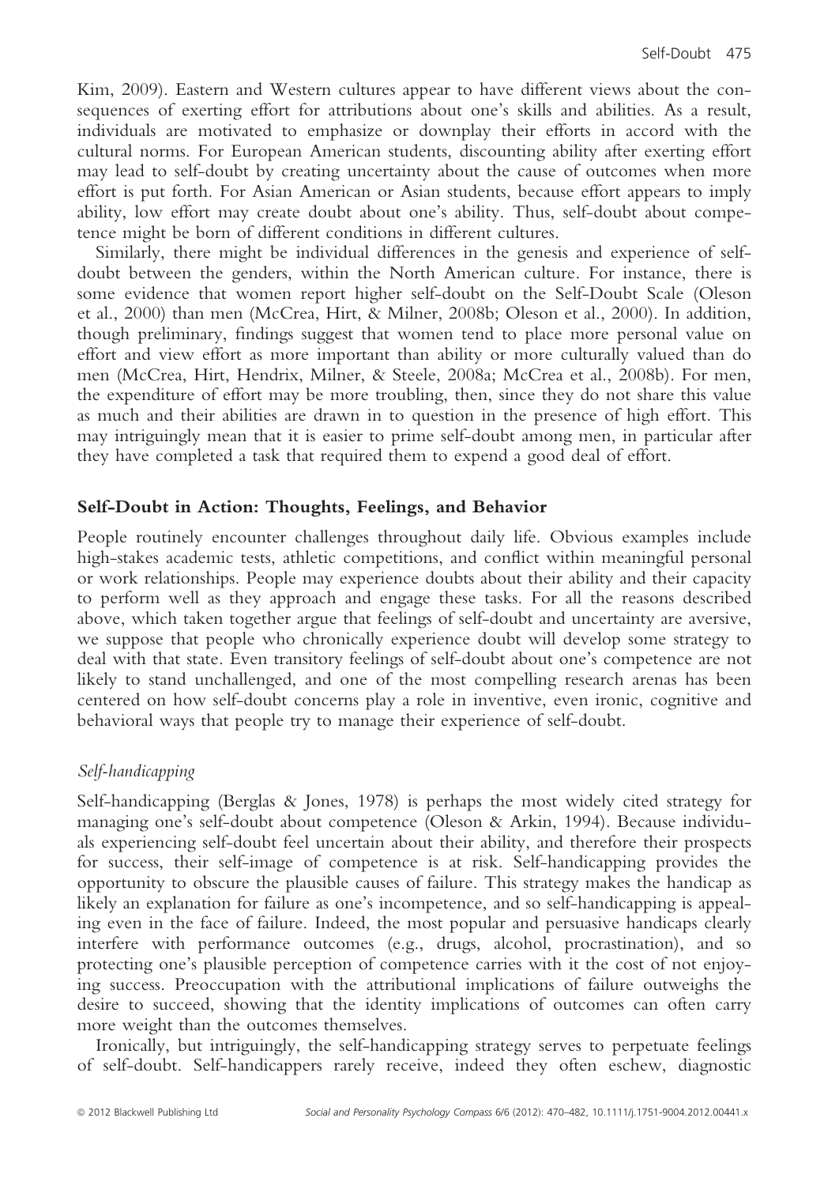Kim, 2009). Eastern and Western cultures appear to have different views about the consequences of exerting effort for attributions about one's skills and abilities. As a result, individuals are motivated to emphasize or downplay their efforts in accord with the cultural norms. For European American students, discounting ability after exerting effort may lead to self-doubt by creating uncertainty about the cause of outcomes when more effort is put forth. For Asian American or Asian students, because effort appears to imply ability, low effort may create doubt about one's ability. Thus, self-doubt about competence might be born of different conditions in different cultures.

Similarly, there might be individual differences in the genesis and experience of self-doubt between the genders, within the North American culture. For instance, there is some evidence that women report higher self-doubt on the Self-Doubt Scale (Oleson et al., 2000) than men (McCrea, Hirt, & Milner, 2008b; Oleson et al., 2000). In addition, though preliminary, findings suggest that women tend to place more personal value on effort and view effort as more important than ability or more culturally valued than do men (McCrea, Hirt, Hendrix, Milner, & Steele, 2008a; McCrea et al., 2008b). For men, the expenditure of effort may be more troubling, then, since they do not share this value as much and their abilities are drawn in to question in the presence of high effort. This may intriguingly mean that it is easier to prime self-doubt among men, in particular after they have completed a task that required them to expend a good deal of effort.

## Self-Doubt in Action: Thoughts, Feelings, and Behavior

People routinely encounter challenges throughout daily life. Obvious examples include high-stakes academic tests, athletic competitions, and conflict within meaningful personal or work relationships. People may experience doubts about their ability and their capacity to perform well as they approach and engage these tasks. For all the reasons described above, which taken together argue that feelings of self-doubt and uncertainty are aversive, we suppose that people who chronically experience doubt will develop some strategy to deal with that state. Even transitory feelings of self-doubt about one's competence are not likely to stand unchallenged, and one of the most compelling research arenas has been centered on how self-doubt concerns play a role in inventive, even ironic, cognitive and behavioral ways that people try to manage their experience of self-doubt.

### *Self-handicapping*

Self-handicapping (Berglas & Jones, 1978) is perhaps the most widely cited strategy for managing one's self-doubt about competence (Oleson & Arkin, 1994). Because individuals experiencing self-doubt feel uncertain about their ability, and therefore their prospects for success, their self-image of competence is at risk. Self-handicapping provides the opportunity to obscure the plausible causes of failure. This strategy makes the handicap as likely an explanation for failure as one's incompetence, and so self-handicapping is appealing even in the face of failure. Indeed, the most popular and persuasive handicaps clearly interfere with performance outcomes (e.g., drugs, alcohol, procrastination), and so protecting one's plausible perception of competence carries with it the cost of not enjoying success. Preoccupation with the attributional implications of failure outweighs the desire to succeed, showing that the identity implications of outcomes can often carry more weight than the outcomes themselves.

Ironically, but intriguingly, the self-handicapping strategy serves to perpetuate feelings of self-doubt. Self-handicappers rarely receive, indeed they often eschew, diagnostic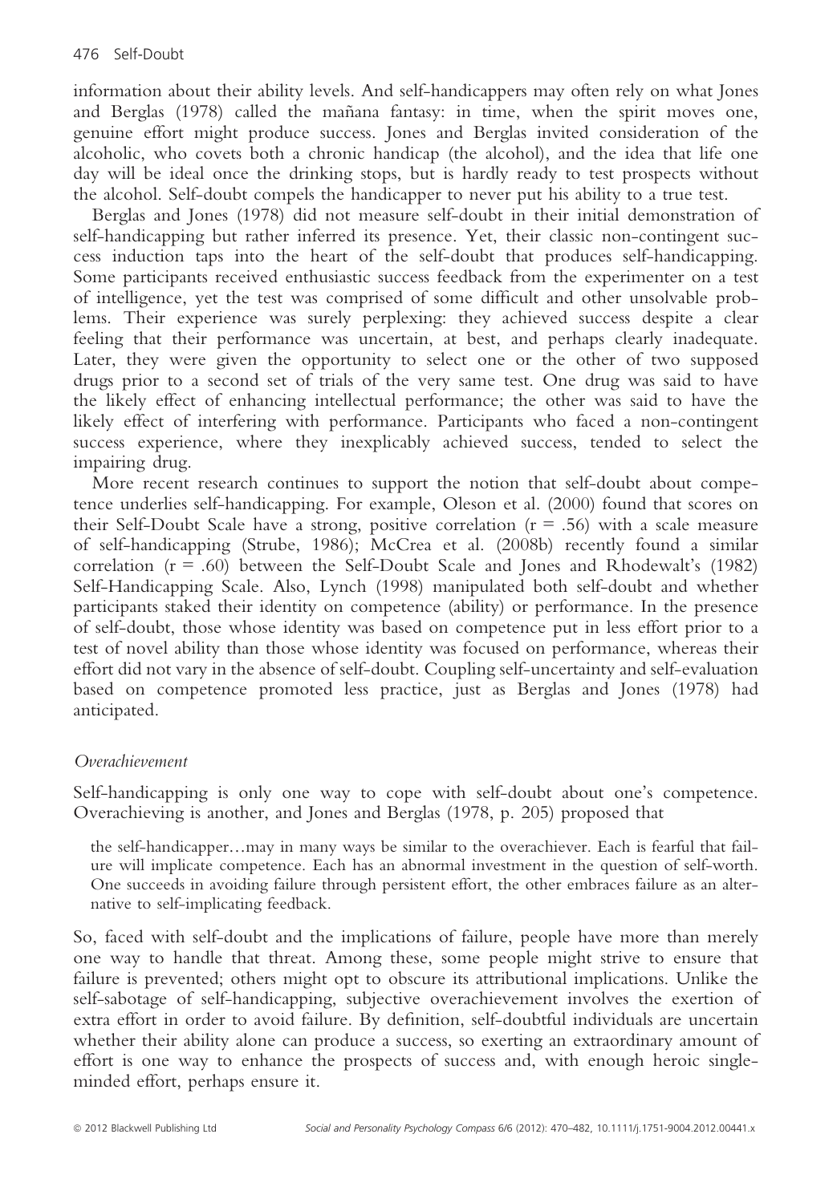information about their ability levels. And self-handicappers may often rely on what Jones and Berglas (1978) called the mañana fantasy: in time, when the spirit moves one, genuine effort might produce success. Jones and Berglas invited consideration of the alcoholic, who covets both a chronic handicap (the alcohol), and the idea that life one day will be ideal once the drinking stops, but is hardly ready to test prospects without the alcohol. Self-doubt compels the handicapper to never put his ability to a true test.

Berglas and Jones (1978) did not measure self-doubt in their initial demonstration of self-handicapping but rather inferred its presence. Yet, their classic non-contingent success induction taps into the heart of the self-doubt that produces self-handicapping. Some participants received enthusiastic success feedback from the experimenter on a test of intelligence, yet the test was comprised of some difficult and other unsolvable problems. Their experience was surely perplexing: they achieved success despite a clear feeling that their performance was uncertain, at best, and perhaps clearly inadequate. Later, they were given the opportunity to select one or the other of two supposed drugs prior to a second set of trials of the very same test. One drug was said to have the likely effect of enhancing intellectual performance; the other was said to have the likely effect of interfering with performance. Participants who faced a non-contingent success experience, where they inexplicably achieved success, tended to select the impairing drug.

More recent research continues to support the notion that self-doubt about competence underlies self-handicapping. For example, Oleson et al. (2000) found that scores on their Self-Doubt Scale have a strong, positive correlation ($r = .56$) with a scale measure of self-handicapping (Strube, 1986); McCrea et al. (2008b) recently found a similar correlation ($r = .60$) between the Self-Doubt Scale and Jones and Rhodewalt's (1982) Self-Handicapping Scale. Also, Lynch (1998) manipulated both self-doubt and whether participants staked their identity on competence (ability) or performance. In the presence of self-doubt, those whose identity was based on competence put in less effort prior to a test of novel ability than those whose identity was focused on performance, whereas their effort did not vary in the absence of self-doubt. Coupling self-uncertainty and self-evaluation based on competence promoted less practice, just as Berglas and Jones (1978) had anticipated.

### *Overachievement*

Self-handicapping is only one way to cope with self-doubt about one's competence. Overachieving is another, and Jones and Berglas (1978, p. 205) proposed that

> the self-handicapper…may in many ways be similar to the overachiever. Each is fearful that failure will implicate competence. Each has an abnormal investment in the question of self-worth. One succeeds in avoiding failure through persistent effort, the other embraces failure as an alternative to self-implicating feedback.

So, faced with self-doubt and the implications of failure, people have more than merely one way to handle that threat. Among these, some people might strive to ensure that failure is prevented; others might opt to obscure its attributional implications. Unlike the self-sabotage of self-handicapping, subjective overachievement involves the exertion of extra effort in order to avoid failure. By definition, self-doubtful individuals are uncertain whether their ability alone can produce a success, so exerting an extraordinary amount of effort is one way to enhance the prospects of success and, with enough heroic single-minded effort, perhaps ensure it.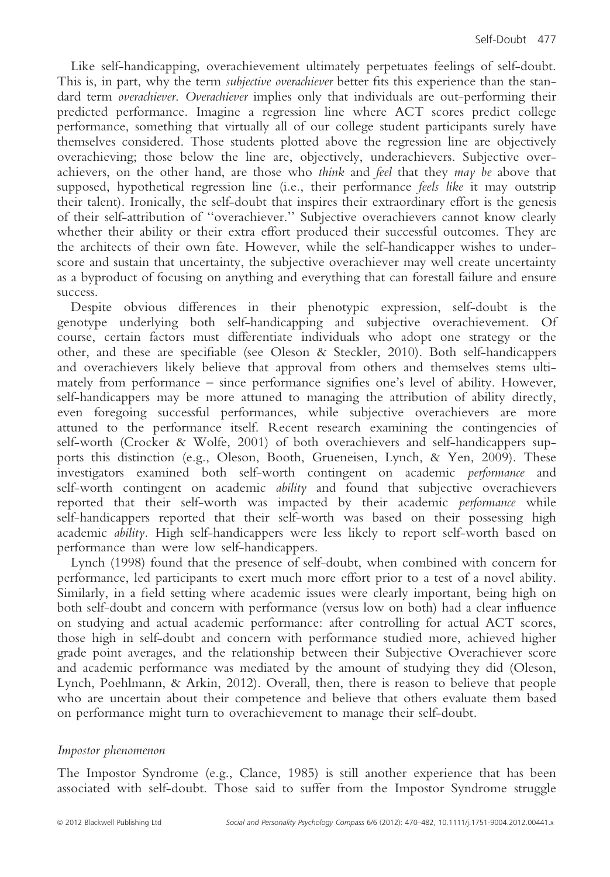Like self-handicapping, overachievement ultimately perpetuates feelings of self-doubt. This is, in part, why the term *subjective overachiever* better fits this experience than the standard term *overachiever*. *Overachiever* implies only that individuals are out-performing their predicted performance. Imagine a regression line where ACT scores predict college performance, something that virtually all of our college student participants surely have themselves considered. Those students plotted above the regression line are objectively overachieving; those below the line are, objectively, underachievers. Subjective overachievers, on the other hand, are those who *think* and *feel* that they *may be* above that supposed, hypothetical regression line (i.e., their performance *feels like* it may outstrip their talent). Ironically, the self-doubt that inspires their extraordinary effort is the genesis of their self-attribution of ''overachiever.'' Subjective overachievers cannot know clearly whether their ability or their extra effort produced their successful outcomes. They are the architects of their own fate. However, while the self-handicapper wishes to underscore and sustain that uncertainty, the subjective overachiever may well create uncertainty as a byproduct of focusing on anything and everything that can forestall failure and ensure success.

Despite obvious differences in their phenotypic expression, self-doubt is the genotype underlying both self-handicapping and subjective overachievement. Of course, certain factors must differentiate individuals who adopt one strategy or the other, and these are specifiable (see Oleson & Steckler, 2010). Both self-handicappers and overachievers likely believe that approval from others and themselves stems ultimately from performance – since performance signifies one's level of ability. However, self-handicappers may be more attuned to managing the attribution of ability directly, even foregoing successful performances, while subjective overachievers are more attuned to the performance itself. Recent research examining the contingencies of self-worth (Crocker & Wolfe, 2001) of both overachievers and self-handicappers supports this distinction (e.g., Oleson, Booth, Grueneisen, Lynch, & Yen, 2009). These investigators examined both self-worth contingent on academic *performance* and self-worth contingent on academic *ability* and found that subjective overachievers reported that their self-worth was impacted by their academic *performance* while self-handicappers reported that their self-worth was based on their possessing high academic *ability*. High self-handicappers were less likely to report self-worth based on performance than were low self-handicappers.

Lynch (1998) found that the presence of self-doubt, when combined with concern for performance, led participants to exert much more effort prior to a test of a novel ability. Similarly, in a field setting where academic issues were clearly important, being high on both self-doubt and concern with performance (versus low on both) had a clear influence on studying and actual academic performance: after controlling for actual ACT scores, those high in self-doubt and concern with performance studied more, achieved higher grade point averages, and the relationship between their Subjective Overachiever score and academic performance was mediated by the amount of studying they did (Oleson, Lynch, Poehlmann, & Arkin, 2012). Overall, then, there is reason to believe that people who are uncertain about their competence and believe that others evaluate them based on performance might turn to overachievement to manage their self-doubt.

#### *Impostor phenomenon*

The Impostor Syndrome (e.g., Clance, 1985) is still another experience that has been associated with self-doubt. Those said to suffer from the Impostor Syndrome struggle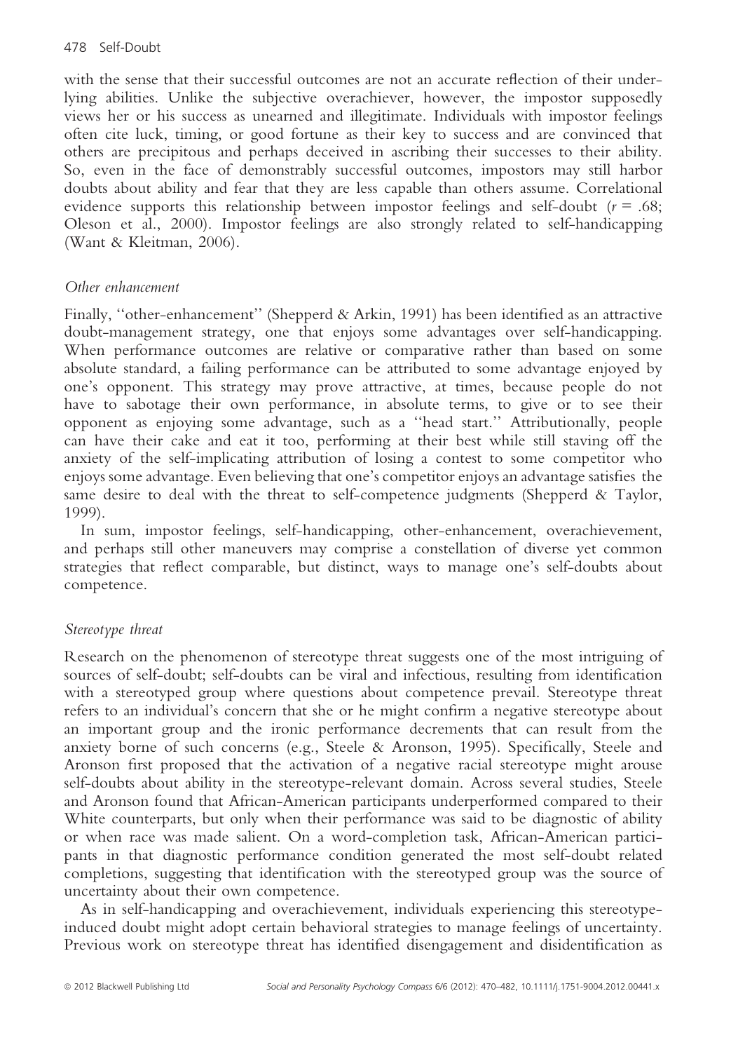with the sense that their successful outcomes are not an accurate reflection of their underlying abilities. Unlike the subjective overachiever, however, the impostor supposedly views her or his success as unearned and illegitimate. Individuals with impostor feelings often cite luck, timing, or good fortune as their key to success and are convinced that others are precipitous and perhaps deceived in ascribing their successes to their ability. So, even in the face of demonstrably successful outcomes, impostors may still harbor doubts about ability and fear that they are less capable than others assume. Correlational evidence supports this relationship between impostor feelings and self-doubt ($r$ = .68; Oleson et al., 2000). Impostor feelings are also strongly related to self-handicapping (Want & Kleitman, 2006).

### *Other enhancement*

Finally, ''other-enhancement'' (Shepperd & Arkin, 1991) has been identified as an attractive doubt-management strategy, one that enjoys some advantages over self-handicapping. When performance outcomes are relative or comparative rather than based on some absolute standard, a failing performance can be attributed to some advantage enjoyed by one's opponent. This strategy may prove attractive, at times, because people do not have to sabotage their own performance, in absolute terms, to give or to see their opponent as enjoying some advantage, such as a ''head start.'' Attributionally, people can have their cake and eat it too, performing at their best while still staving off the anxiety of the self-implicating attribution of losing a contest to some competitor who enjoys some advantage. Even believing that one's competitor enjoys an advantage satisfies the same desire to deal with the threat to self-competence judgments (Shepperd & Taylor, 1999).

In sum, impostor feelings, self-handicapping, other-enhancement, overachievement, and perhaps still other maneuvers may comprise a constellation of diverse yet common strategies that reflect comparable, but distinct, ways to manage one's self-doubts about competence.

### *Stereotype threat*

Research on the phenomenon of stereotype threat suggests one of the most intriguing of sources of self-doubt; self-doubts can be viral and infectious, resulting from identification with a stereotyped group where questions about competence prevail. Stereotype threat refers to an individual's concern that she or he might confirm a negative stereotype about an important group and the ironic performance decrements that can result from the anxiety borne of such concerns (e.g., Steele & Aronson, 1995). Specifically, Steele and Aronson first proposed that the activation of a negative racial stereotype might arouse self-doubts about ability in the stereotype-relevant domain. Across several studies, Steele and Aronson found that African-American participants underperformed compared to their White counterparts, but only when their performance was said to be diagnostic of ability or when race was made salient. On a word-completion task, African-American participants in that diagnostic performance condition generated the most self-doubt related completions, suggesting that identification with the stereotyped group was the source of uncertainty about their own competence.

As in self-handicapping and overachievement, individuals experiencing this stereotype-induced doubt might adopt certain behavioral strategies to manage feelings of uncertainty. Previous work on stereotype threat has identified disengagement and disidentification as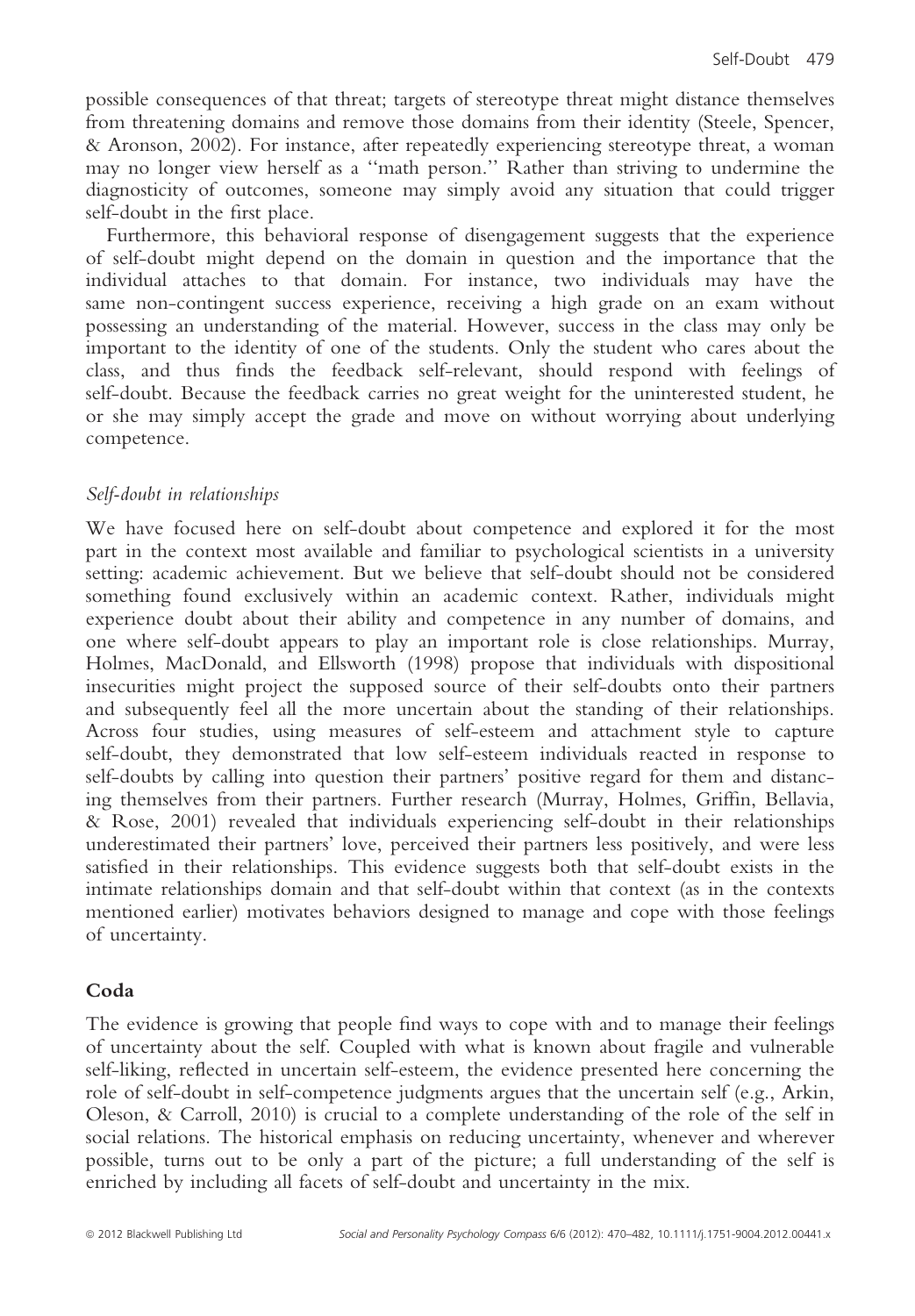possible consequences of that threat; targets of stereotype threat might distance themselves from threatening domains and remove those domains from their identity (Steele, Spencer, & Aronson, 2002). For instance, after repeatedly experiencing stereotype threat, a woman may no longer view herself as a ''math person.'' Rather than striving to undermine the diagnosticity of outcomes, someone may simply avoid any situation that could trigger self-doubt in the first place.

Furthermore, this behavioral response of disengagement suggests that the experience of self-doubt might depend on the domain in question and the importance that the individual attaches to that domain. For instance, two individuals may have the same non-contingent success experience, receiving a high grade on an exam without possessing an understanding of the material. However, success in the class may only be important to the identity of one of the students. Only the student who cares about the class, and thus finds the feedback self-relevant, should respond with feelings of self-doubt. Because the feedback carries no great weight for the uninterested student, he or she may simply accept the grade and move on without worrying about underlying competence.

### *Self-doubt in relationships*

We have focused here on self-doubt about competence and explored it for the most part in the context most available and familiar to psychological scientists in a university setting: academic achievement. But we believe that self-doubt should not be considered something found exclusively within an academic context. Rather, individuals might experience doubt about their ability and competence in any number of domains, and one where self-doubt appears to play an important role is close relationships. Murray, Holmes, MacDonald, and Ellsworth (1998) propose that individuals with dispositional insecurities might project the supposed source of their self-doubts onto their partners and subsequently feel all the more uncertain about the standing of their relationships. Across four studies, using measures of self-esteem and attachment style to capture self-doubt, they demonstrated that low self-esteem individuals reacted in response to self-doubts by calling into question their partners' positive regard for them and distancing themselves from their partners. Further research (Murray, Holmes, Griffin, Bellavia, & Rose, 2001) revealed that individuals experiencing self-doubt in their relationships underestimated their partners' love, perceived their partners less positively, and were less satisfied in their relationships. This evidence suggests both that self-doubt exists in the intimate relationships domain and that self-doubt within that context (as in the contexts mentioned earlier) motivates behaviors designed to manage and cope with those feelings of uncertainty.

## Coda

The evidence is growing that people find ways to cope with and to manage their feelings of uncertainty about the self. Coupled with what is known about fragile and vulnerable self-liking, reflected in uncertain self-esteem, the evidence presented here concerning the role of self-doubt in self-competence judgments argues that the uncertain self (e.g., Arkin, Oleson, & Carroll, 2010) is crucial to a complete understanding of the role of the self in social relations. The historical emphasis on reducing uncertainty, whenever and wherever possible, turns out to be only a part of the picture; a full understanding of the self is enriched by including all facets of self-doubt and uncertainty in the mix.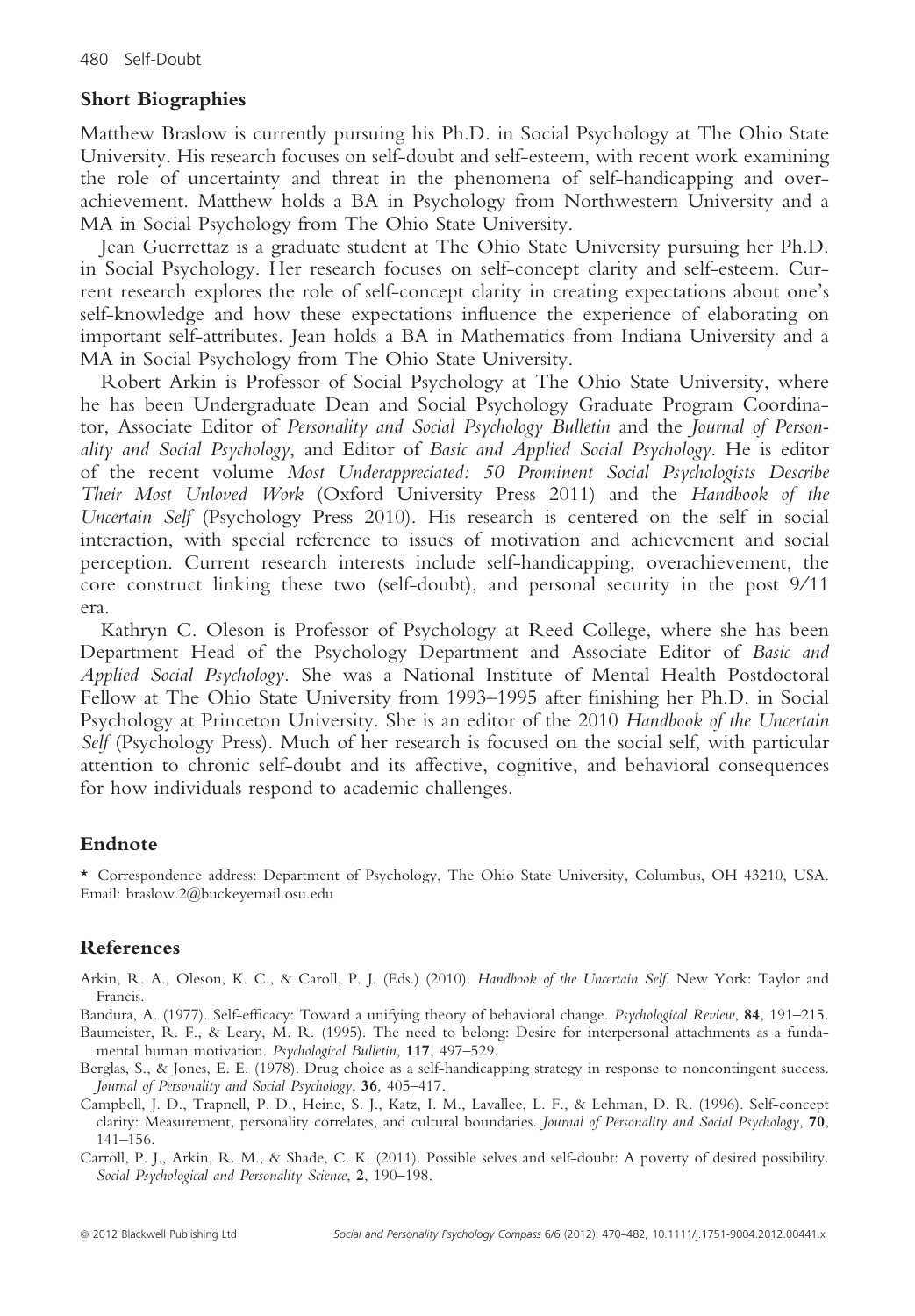## Short Biographies

Matthew Braslow is currently pursuing his Ph.D. in Social Psychology at The Ohio State University. His research focuses on self-doubt and self-esteem, with recent work examining the role of uncertainty and threat in the phenomena of self-handicapping and over-achievement. Matthew holds a BA in Psychology from Northwestern University and a MA in Social Psychology from The Ohio State University.

Jean Guerrettaz is a graduate student at The Ohio State University pursuing her Ph.D. in Social Psychology. Her research focuses on self-concept clarity and self-esteem. Current research explores the role of self-concept clarity in creating expectations about one's self-knowledge and how these expectations influence the experience of elaborating on important self-attributes. Jean holds a BA in Mathematics from Indiana University and a MA in Social Psychology from The Ohio State University.

Robert Arkin is Professor of Social Psychology at The Ohio State University, where he has been Undergraduate Dean and Social Psychology Graduate Program Coordinator, Associate Editor of *Personality and Social Psychology Bulletin* and the *Journal of Personality and Social Psychology*, and Editor of *Basic and Applied Social Psychology*. He is editor of the recent volume *Most Underappreciated: 50 Prominent Social Psychologists Describe Their Most Unloved Work* (Oxford University Press 2011) and the *Handbook of the Uncertain Self* (Psychology Press 2010). His research is centered on the self in social interaction, with special reference to issues of motivation and achievement and social perception. Current research interests include self-handicapping, overachievement, the core construct linking these two (self-doubt), and personal security in the post 9/11 era.

Kathryn C. Oleson is Professor of Psychology at Reed College, where she has been Department Head of the Psychology Department and Associate Editor of *Basic and Applied Social Psychology*. She was a National Institute of Mental Health Postdoctoral Fellow at The Ohio State University from 1993–1995 after finishing her Ph.D. in Social Psychology at Princeton University. She is an editor of the 2010 *Handbook of the Uncertain Self* (Psychology Press). Much of her research is focused on the social self, with particular attention to chronic self-doubt and its affective, cognitive, and behavioral consequences for how individuals respond to academic challenges.

## Endnote

\* Correspondence address: Department of Psychology, The Ohio State University, Columbus, OH 43210, USA. Email: braslow.2@buckeyemail.osu.edu

## References

Arkin, R. A., Oleson, K. C., & Caroll, P. J. (Eds.) (2010). *Handbook of the Uncertain Self*. New York: Taylor and Francis.

Bandura, A. (1977). Self-efficacy: Toward a unifying theory of behavioral change. *Psychological Review*, **84**, 191–215.

Baumeister, R. F., & Leary, M. R. (1995). The need to belong: Desire for interpersonal attachments as a fundamental human motivation. *Psychological Bulletin*, **117**, 497–529.

Berglas, S., & Jones, E. E. (1978). Drug choice as a self-handicapping strategy in response to noncontingent success. *Journal of Personality and Social Psychology*, **36**, 405–417.

Campbell, J. D., Trapnell, P. D., Heine, S. J., Katz, I. M., Lavallee, L. F., & Lehman, D. R. (1996). Self-concept clarity: Measurement, personality correlates, and cultural boundaries. *Journal of Personality and Social Psychology*, **70**, 141–156.

Carroll, P. J., Arkin, R. M., & Shade, C. K. (2011). Possible selves and self-doubt: A poverty of desired possibility. *Social Psychological and Personality Science*, **2**, 190–198.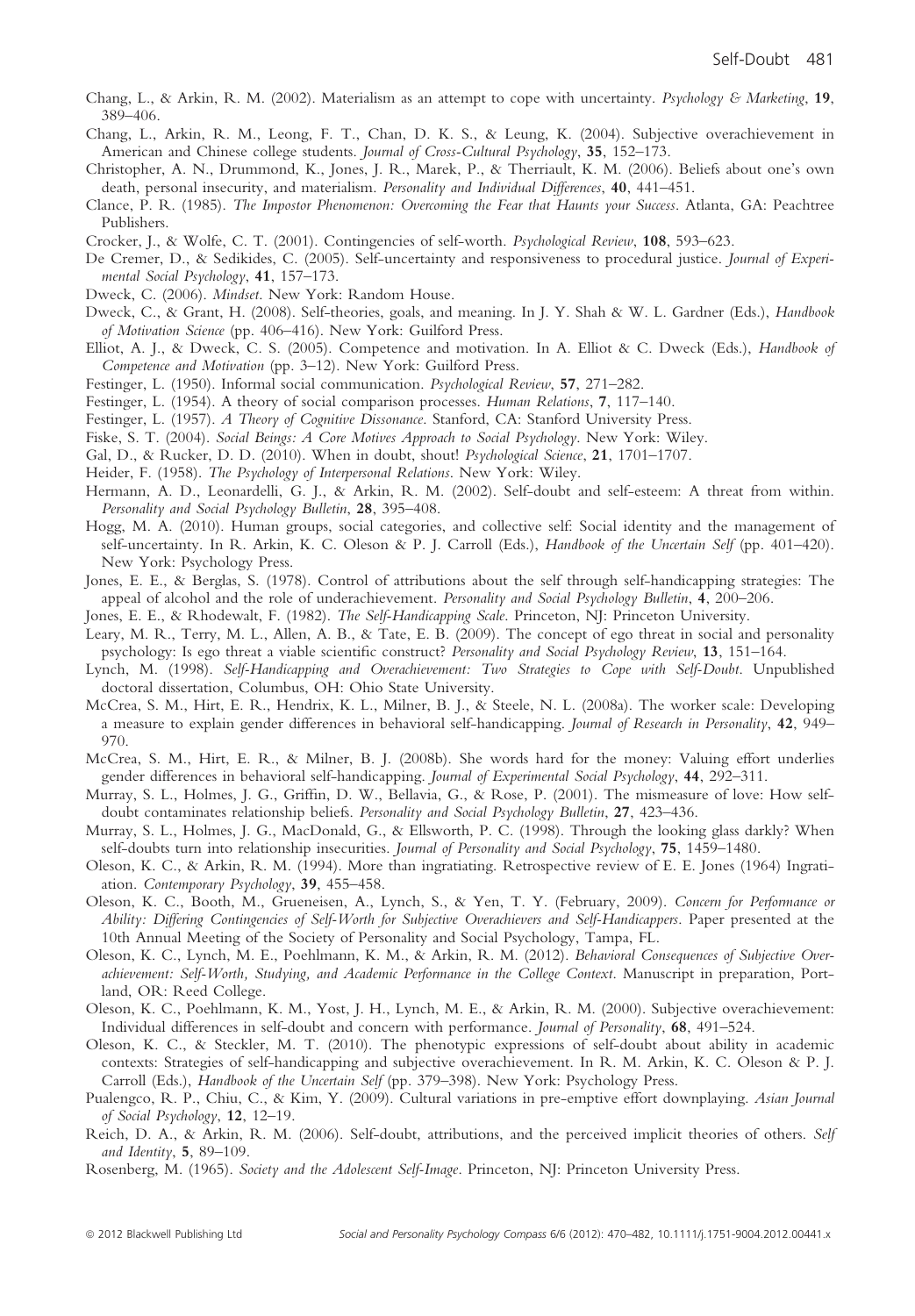Chang, L., & Arkin, R. M. (2002). Materialism as an attempt to cope with uncertainty. *Psychology & Marketing*, **19**, 389–406.

Chang, L., Arkin, R. M., Leong, F. T., Chan, D. K. S., & Leung, K. (2004). Subjective overachievement in American and Chinese college students. *Journal of Cross-Cultural Psychology*, **35**, 152–173.

Christopher, A. N., Drummond, K., Jones, J. R., Marek, P., & Therriault, K. M. (2006). Beliefs about one's own death, personal insecurity, and materialism. *Personality and Individual Differences*, **40**, 441–451.

Clance, P. R. (1985). *The Impostor Phenomenon: Overcoming the Fear that Haunts your Success*. Atlanta, GA: Peachtree Publishers.

Crocker, J., & Wolfe, C. T. (2001). Contingencies of self-worth. *Psychological Review*, **108**, 593–623.

De Cremer, D., & Sedikides, C. (2005). Self-uncertainty and responsiveness to procedural justice. *Journal of Experimental Social Psychology*, **41**, 157–173.

Dweck, C. (2006). *Mindset*. New York: Random House.

Dweck, C., & Grant, H. (2008). Self-theories, goals, and meaning. In J. Y. Shah & W. L. Gardner (Eds.), *Handbook of Motivation Science* (pp. 406–416). New York: Guilford Press.

Elliot, A. J., & Dweck, C. S. (2005). Competence and motivation. In A. Elliot & C. Dweck (Eds.), *Handbook of Competence and Motivation* (pp. 3–12). New York: Guilford Press.

Festinger, L. (1950). Informal social communication. *Psychological Review*, **57**, 271–282.

Festinger, L. (1954). A theory of social comparison processes. *Human Relations*, **7**, 117–140.

Festinger, L. (1957). *A Theory of Cognitive Dissonance*. Stanford, CA: Stanford University Press.

Fiske, S. T. (2004). *Social Beings: A Core Motives Approach to Social Psychology*. New York: Wiley.

Gal, D., & Rucker, D. D. (2010). When in doubt, shout! *Psychological Science*, **21**, 1701–1707.

Heider, F. (1958). *The Psychology of Interpersonal Relations*. New York: Wiley.

Hermann, A. D., Leonardelli, G. J., & Arkin, R. M. (2002). Self-doubt and self-esteem: A threat from within. *Personality and Social Psychology Bulletin*, **28**, 395–408.

Hogg, M. A. (2010). Human groups, social categories, and collective self: Social identity and the management of self-uncertainty. In R. Arkin, K. C. Oleson & P. J. Carroll (Eds.), *Handbook of the Uncertain Self* (pp. 401–420). New York: Psychology Press.

Jones, E. E., & Berglas, S. (1978). Control of attributions about the self through self-handicapping strategies: The appeal of alcohol and the role of underachievement. *Personality and Social Psychology Bulletin*, **4**, 200–206.

Jones, E. E., & Rhodewalt, F. (1982). *The Self-Handicapping Scale*. Princeton, NJ: Princeton University.

Leary, M. R., Terry, M. L., Allen, A. B., & Tate, E. B. (2009). The concept of ego threat in social and personality psychology: Is ego threat a viable scientific construct? *Personality and Social Psychology Review*, **13**, 151–164.

Lynch, M. (1998). *Self-Handicapping and Overachievement: Two Strategies to Cope with Self-Doubt*. Unpublished doctoral dissertation, Columbus, OH: Ohio State University.

McCrea, S. M., Hirt, E. R., Hendrix, K. L., Milner, B. J., & Steele, N. L. (2008a). The worker scale: Developing a measure to explain gender differences in behavioral self-handicapping. *Journal of Research in Personality*, **42**, 949–970.

McCrea, S. M., Hirt, E. R., & Milner, B. J. (2008b). She words hard for the money: Valuing effort underlies gender differences in behavioral self-handicapping. *Journal of Experimental Social Psychology*, **44**, 292–311.

Murray, S. L., Holmes, J. G., Griffin, D. W., Bellavia, G., & Rose, P. (2001). The mismeasure of love: How self-doubt contaminates relationship beliefs. *Personality and Social Psychology Bulletin*, **27**, 423–436.

Murray, S. L., Holmes, J. G., MacDonald, G., & Ellsworth, P. C. (1998). Through the looking glass darkly? When self-doubts turn into relationship insecurities. *Journal of Personality and Social Psychology*, **75**, 1459–1480.

Oleson, K. C., & Arkin, R. M. (1994). More than ingratiating. Retrospective review of E. E. Jones (1964) Ingratiation. *Contemporary Psychology*, **39**, 455–458.

Oleson, K. C., Booth, M., Grueneisen, A., Lynch, S., & Yen, T. Y. (February, 2009). *Concern for Performance or Ability: Differing Contingencies of Self-Worth for Subjective Overachievers and Self-Handicappers*. Paper presented at the 10th Annual Meeting of the Society of Personality and Social Psychology, Tampa, FL.

Oleson, K. C., Lynch, M. E., Poehlmann, K. M., & Arkin, R. M. (2012). *Behavioral Consequences of Subjective Overachievement: Self-Worth, Studying, and Academic Performance in the College Context*. Manuscript in preparation, Portland, OR: Reed College.

Oleson, K. C., Poehlmann, K. M., Yost, J. H., Lynch, M. E., & Arkin, R. M. (2000). Subjective overachievement: Individual differences in self-doubt and concern with performance. *Journal of Personality*, **68**, 491–524.

Oleson, K. C., & Steckler, M. T. (2010). The phenotypic expressions of self-doubt about ability in academic contexts: Strategies of self-handicapping and subjective overachievement. In R. M. Arkin, K. C. Oleson & P. J. Carroll (Eds.), *Handbook of the Uncertain Self* (pp. 379–398). New York: Psychology Press.

Pualengco, R. P., Chiu, C., & Kim, Y. (2009). Cultural variations in pre-emptive effort downplaying. *Asian Journal of Social Psychology*, **12**, 12–19.

Reich, D. A., & Arkin, R. M. (2006). Self-doubt, attributions, and the perceived implicit theories of others. *Self and Identity*, **5**, 89–109.

Rosenberg, M. (1965). *Society and the Adolescent Self-Image*. Princeton, NJ: Princeton University Press.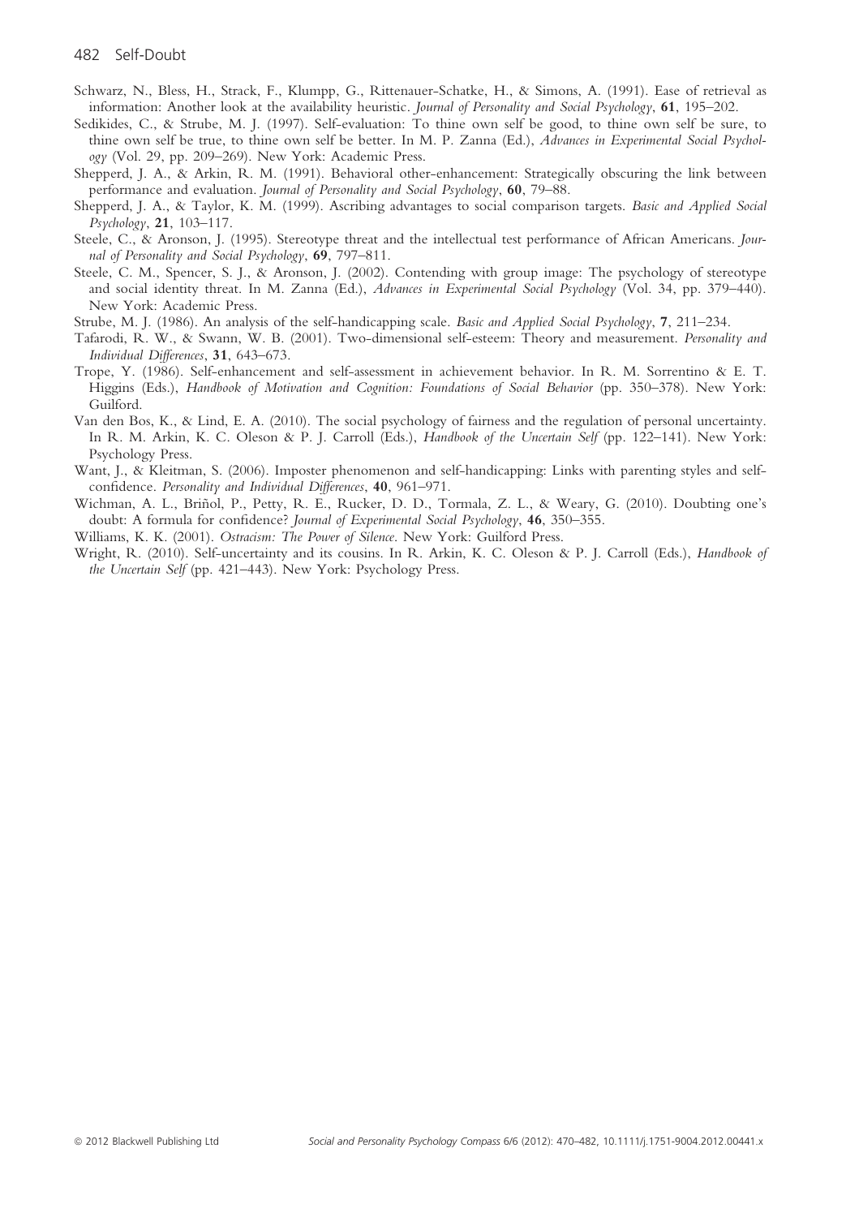Schwarz, N., Bless, H., Strack, F., Klumpp, G., Rittenauer-Schatke, H., & Simons, A. (1991). Ease of retrieval as information: Another look at the availability heuristic. *Journal of Personality and Social Psychology*, **61**, 195–202.

Sedikides, C., & Strube, M. J. (1997). Self-evaluation: To thine own self be good, to thine own self be sure, to thine own self be true, to thine own self be better. In M. P. Zanna (Ed.), *Advances in Experimental Social Psychology* (Vol. 29, pp. 209–269). New York: Academic Press.

Shepperd, J. A., & Arkin, R. M. (1991). Behavioral other-enhancement: Strategically obscuring the link between performance and evaluation. *Journal of Personality and Social Psychology*, **60**, 79–88.

Shepperd, J. A., & Taylor, K. M. (1999). Ascribing advantages to social comparison targets. *Basic and Applied Social Psychology*, **21**, 103–117.

Steele, C., & Aronson, J. (1995). Stereotype threat and the intellectual test performance of African Americans. *Journal of Personality and Social Psychology*, **69**, 797–811.

Steele, C. M., Spencer, S. J., & Aronson, J. (2002). Contending with group image: The psychology of stereotype and social identity threat. In M. Zanna (Ed.), *Advances in Experimental Social Psychology* (Vol. 34, pp. 379–440). New York: Academic Press.

Strube, M. J. (1986). An analysis of the self-handicapping scale. *Basic and Applied Social Psychology*, **7**, 211–234.

Tafarodi, R. W., & Swann, W. B. (2001). Two-dimensional self-esteem: Theory and measurement. *Personality and Individual Differences*, **31**, 643–673.

Trope, Y. (1986). Self-enhancement and self-assessment in achievement behavior. In R. M. Sorrentino & E. T. Higgins (Eds.), *Handbook of Motivation and Cognition: Foundations of Social Behavior* (pp. 350–378). New York: Guilford.

Van den Bos, K., & Lind, E. A. (2010). The social psychology of fairness and the regulation of personal uncertainty. In R. M. Arkin, K. C. Oleson & P. J. Carroll (Eds.), *Handbook of the Uncertain Self* (pp. 122–141). New York: Psychology Press.

Want, J., & Kleitman, S. (2006). Imposter phenomenon and self-handicapping: Links with parenting styles and self-confidence. *Personality and Individual Differences*, **40**, 961–971.

Wichman, A. L., Briñol, P., Petty, R. E., Rucker, D. D., Tormala, Z. L., & Weary, G. (2010). Doubting one's doubt: A formula for confidence? *Journal of Experimental Social Psychology*, **46**, 350–355.

Williams, K. K. (2001). *Ostracism: The Power of Silence*. New York: Guilford Press.

Wright, R. (2010). Self-uncertainty and its cousins. In R. Arkin, K. C. Oleson & P. J. Carroll (Eds.), *Handbook of the Uncertain Self* (pp. 421–443). New York: Psychology Press.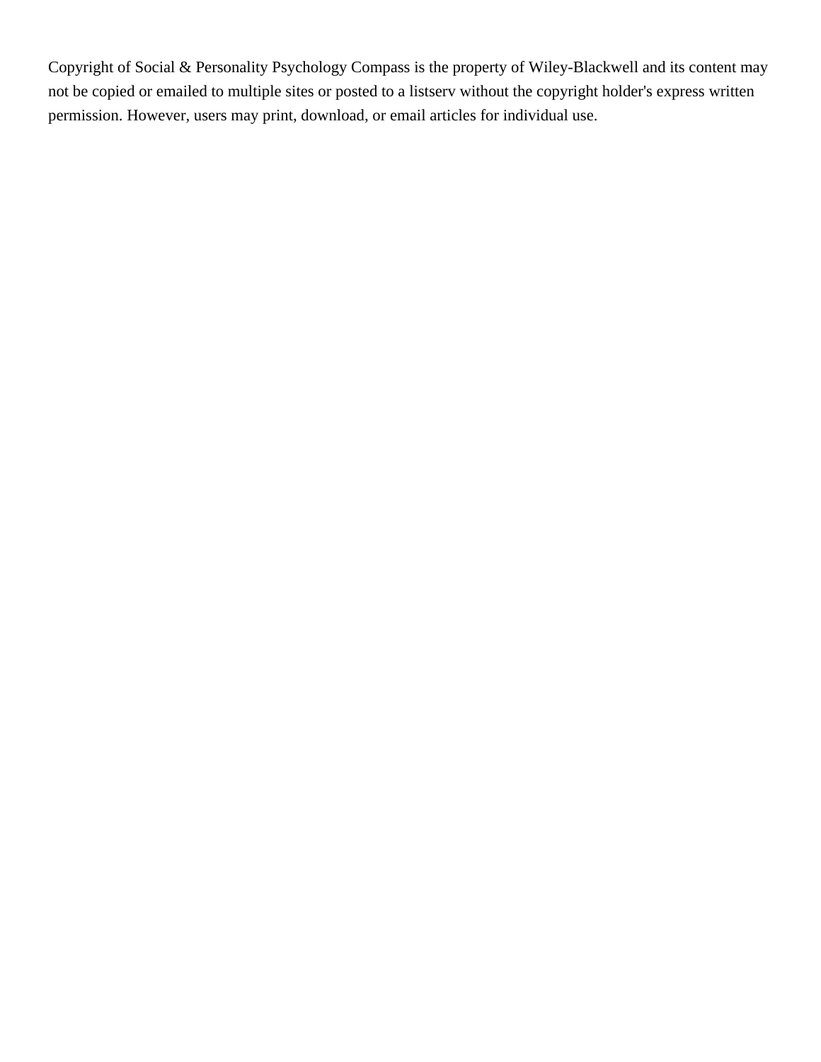Copyright of Social & Personality Psychology Compass is the property of Wiley-Blackwell and its content may not be copied or emailed to multiple sites or posted to a listserv without the copyright holder's express written permission. However, users may print, download, or email articles for individual use.